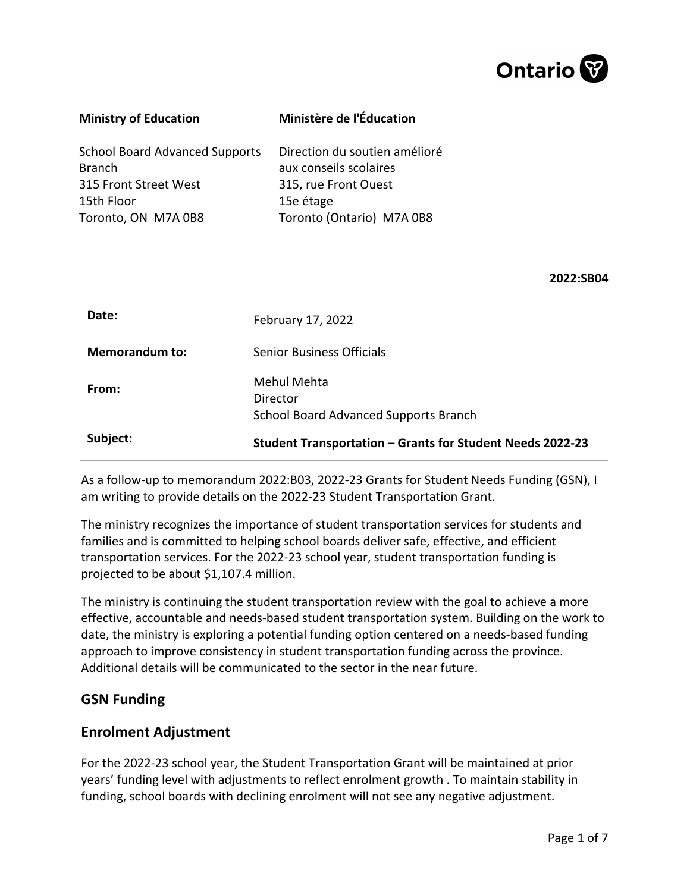Ontario

| Ministry of Education | Ministère de l'Éducation |
| --- | --- |
| School Board Advanced Supports Branch<br>315 Front Street West<br>15th Floor<br>Toronto, ON M7A 0B8 | Direction du soutien amélioré aux conseils scolaires<br>315, rue Front Ouest<br>15e étage<br>Toronto (Ontario) M7A 0B8 |

**2022:SB04**

| | |
| --- | --- |
| **Date:** | February 17, 2022 |
| **Memorandum to:** | Senior Business Officials |
| **From:** | Mehul Mehta<br>Director<br>School Board Advanced Supports Branch |
| **Subject:** | **Student Transportation – Grants for Student Needs 2022-23** |

As a follow-up to memorandum 2022:B03, 2022-23 Grants for Student Needs Funding (GSN), I am writing to provide details on the 2022-23 Student Transportation Grant.

The ministry recognizes the importance of student transportation services for students and families and is committed to helping school boards deliver safe, effective, and efficient transportation services. For the 2022-23 school year, student transportation funding is projected to be about $1,107.4 million.

The ministry is continuing the student transportation review with the goal to achieve a more effective, accountable and needs-based student transportation system. Building on the work to date, the ministry is exploring a potential funding option centered on a needs-based funding approach to improve consistency in student transportation funding across the province. Additional details will be communicated to the sector in the near future.

## GSN Funding

## Enrolment Adjustment

For the 2022-23 school year, the Student Transportation Grant will be maintained at prior years' funding level with adjustments to reflect enrolment growth . To maintain stability in funding, school boards with declining enrolment will not see any negative adjustment.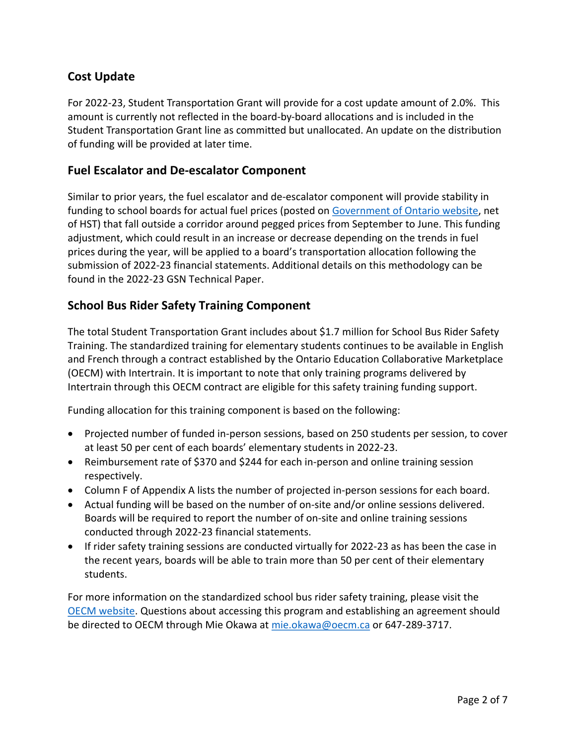## Cost Update

For 2022-23, Student Transportation Grant will provide for a cost update amount of 2.0%. This amount is currently not reflected in the board-by-board allocations and is included in the Student Transportation Grant line as committed but unallocated. An update on the distribution of funding will be provided at later time.

## Fuel Escalator and De-escalator Component

Similar to prior years, the fuel escalator and de-escalator component will provide stability in funding to school boards for actual fuel prices (posted on Government of Ontario website, net of HST) that fall outside a corridor around pegged prices from September to June. This funding adjustment, which could result in an increase or decrease depending on the trends in fuel prices during the year, will be applied to a board's transportation allocation following the submission of 2022-23 financial statements. Additional details on this methodology can be found in the 2022-23 GSN Technical Paper.

## School Bus Rider Safety Training Component

The total Student Transportation Grant includes about $1.7 million for School Bus Rider Safety Training. The standardized training for elementary students continues to be available in English and French through a contract established by the Ontario Education Collaborative Marketplace (OECM) with Intertrain. It is important to note that only training programs delivered by Intertrain through this OECM contract are eligible for this safety training funding support.

Funding allocation for this training component is based on the following:

- Projected number of funded in-person sessions, based on 250 students per session, to cover at least 50 per cent of each boards' elementary students in 2022-23.
- Reimbursement rate of $370 and $244 for each in-person and online training session respectively.
- Column F of Appendix A lists the number of projected in-person sessions for each board.
- Actual funding will be based on the number of on-site and/or online sessions delivered. Boards will be required to report the number of on-site and online training sessions conducted through 2022-23 financial statements.
- If rider safety training sessions are conducted virtually for 2022-23 as has been the case in the recent years, boards will be able to train more than 50 per cent of their elementary students.

For more information on the standardized school bus rider safety training, please visit the OECM website. Questions about accessing this program and establishing an agreement should be directed to OECM through Mie Okawa at mie.okawa@oecm.ca or 647-289-3717.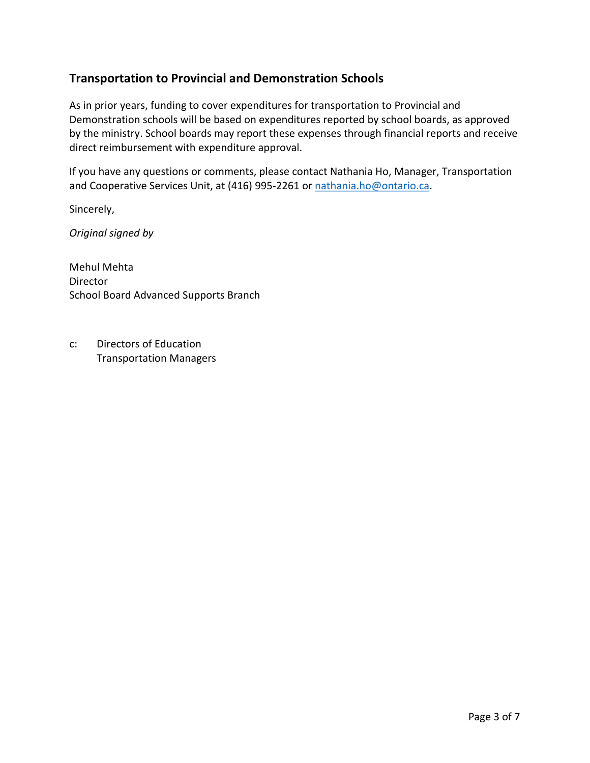## Transportation to Provincial and Demonstration Schools

As in prior years, funding to cover expenditures for transportation to Provincial and Demonstration schools will be based on expenditures reported by school boards, as approved by the ministry. School boards may report these expenses through financial reports and receive direct reimbursement with expenditure approval.

If you have any questions or comments, please contact Nathania Ho, Manager, Transportation and Cooperative Services Unit, at (416) 995-2261 or [nathania.ho@ontario.ca](mailto:nathania.ho@ontario.ca).

Sincerely,

*Original signed by*

Mehul Mehta
Director
School Board Advanced Supports Branch

c: Directors of Education
Transportation Managers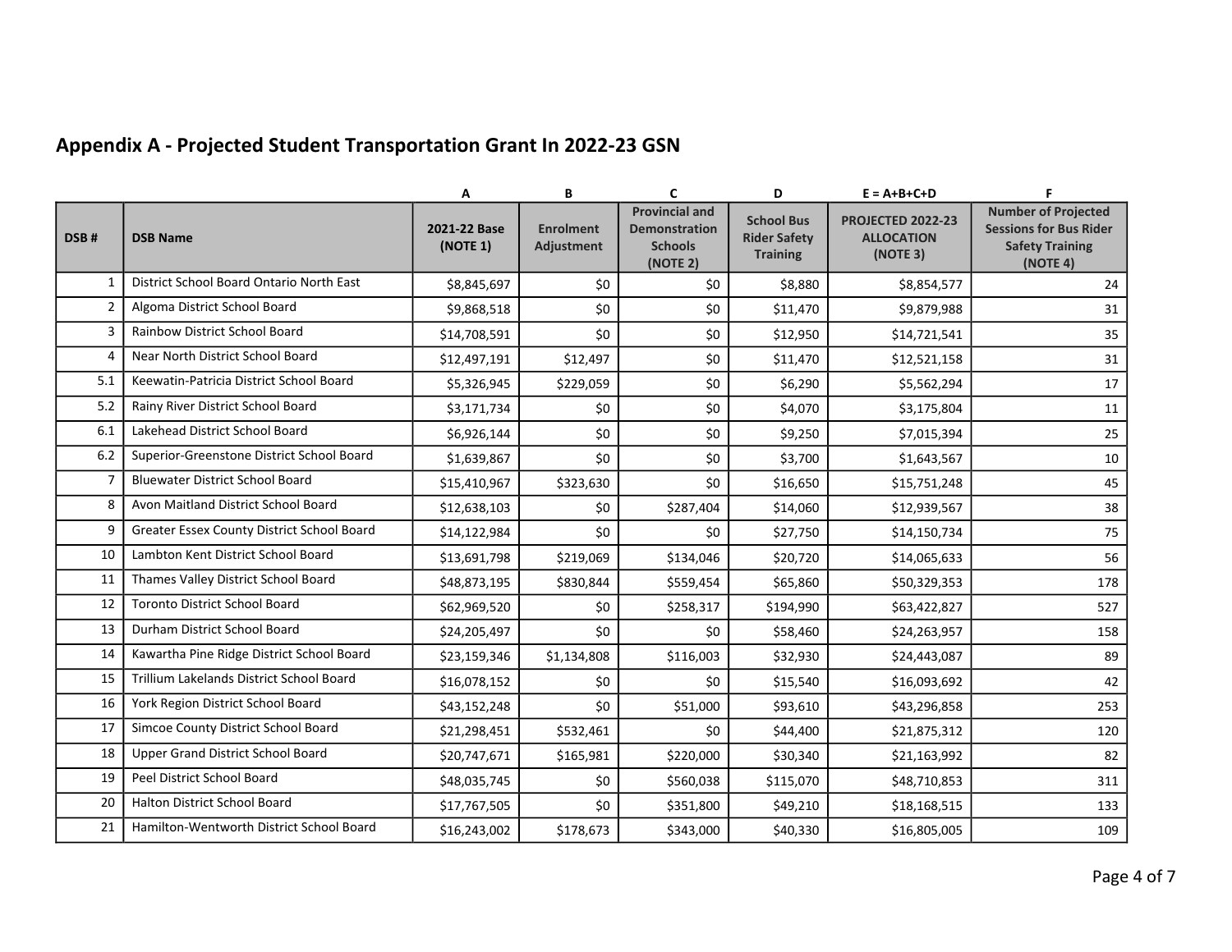## Appendix A - Projected Student Transportation Grant In 2022-23 GSN

| | | A | B | C | D | E = A+B+C+D | F |
|---|---|---|---|---|---|---|---|
| DSB # | DSB Name | 2021-22 Base (NOTE 1) | Enrolment Adjustment | Provincial and Demonstration Schools (NOTE 2) | School Bus Rider Safety Training | PROJECTED 2022-23 ALLOCATION (NOTE 3) | Number of Projected Sessions for Bus Rider Safety Training (NOTE 4) |
| 1 | District School Board Ontario North East | $8,845,697 | $0 | $0 | $8,880 | $8,854,577 | 24 |
| 2 | Algoma District School Board | $9,868,518 | $0 | $0 | $11,470 | $9,879,988 | 31 |
| 3 | Rainbow District School Board | $14,708,591 | $0 | $0 | $12,950 | $14,721,541 | 35 |
| 4 | Near North District School Board | $12,497,191 | $12,497 | $0 | $11,470 | $12,521,158 | 31 |
| 5.1 | Keewatin-Patricia District School Board | $5,326,945 | $229,059 | $0 | $6,290 | $5,562,294 | 17 |
| 5.2 | Rainy River District School Board | $3,171,734 | $0 | $0 | $4,070 | $3,175,804 | 11 |
| 6.1 | Lakehead District School Board | $6,926,144 | $0 | $0 | $9,250 | $7,015,394 | 25 |
| 6.2 | Superior-Greenstone District School Board | $1,639,867 | $0 | $0 | $3,700 | $1,643,567 | 10 |
| 7 | Bluewater District School Board | $15,410,967 | $323,630 | $0 | $16,650 | $15,751,248 | 45 |
| 8 | Avon Maitland District School Board | $12,638,103 | $0 | $287,404 | $14,060 | $12,939,567 | 38 |
| 9 | Greater Essex County District School Board | $14,122,984 | $0 | $0 | $27,750 | $14,150,734 | 75 |
| 10 | Lambton Kent District School Board | $13,691,798 | $219,069 | $134,046 | $20,720 | $14,065,633 | 56 |
| 11 | Thames Valley District School Board | $48,873,195 | $830,844 | $559,454 | $65,860 | $50,329,353 | 178 |
| 12 | Toronto District School Board | $62,969,520 | $0 | $258,317 | $194,990 | $63,422,827 | 527 |
| 13 | Durham District School Board | $24,205,497 | $0 | $0 | $58,460 | $24,263,957 | 158 |
| 14 | Kawartha Pine Ridge District School Board | $23,159,346 | $1,134,808 | $116,003 | $32,930 | $24,443,087 | 89 |
| 15 | Trillium Lakelands District School Board | $16,078,152 | $0 | $0 | $15,540 | $16,093,692 | 42 |
| 16 | York Region District School Board | $43,152,248 | $0 | $51,000 | $93,610 | $43,296,858 | 253 |
| 17 | Simcoe County District School Board | $21,298,451 | $532,461 | $0 | $44,400 | $21,875,312 | 120 |
| 18 | Upper Grand District School Board | $20,747,671 | $165,981 | $220,000 | $30,340 | $21,163,992 | 82 |
| 19 | Peel District School Board | $48,035,745 | $0 | $560,038 | $115,070 | $48,710,853 | 311 |
| 20 | Halton District School Board | $17,767,505 | $0 | $351,800 | $49,210 | $18,168,515 | 133 |
| 21 | Hamilton-Wentworth District School Board | $16,243,002 | $178,673 | $343,000 | $40,330 | $16,805,005 | 109 |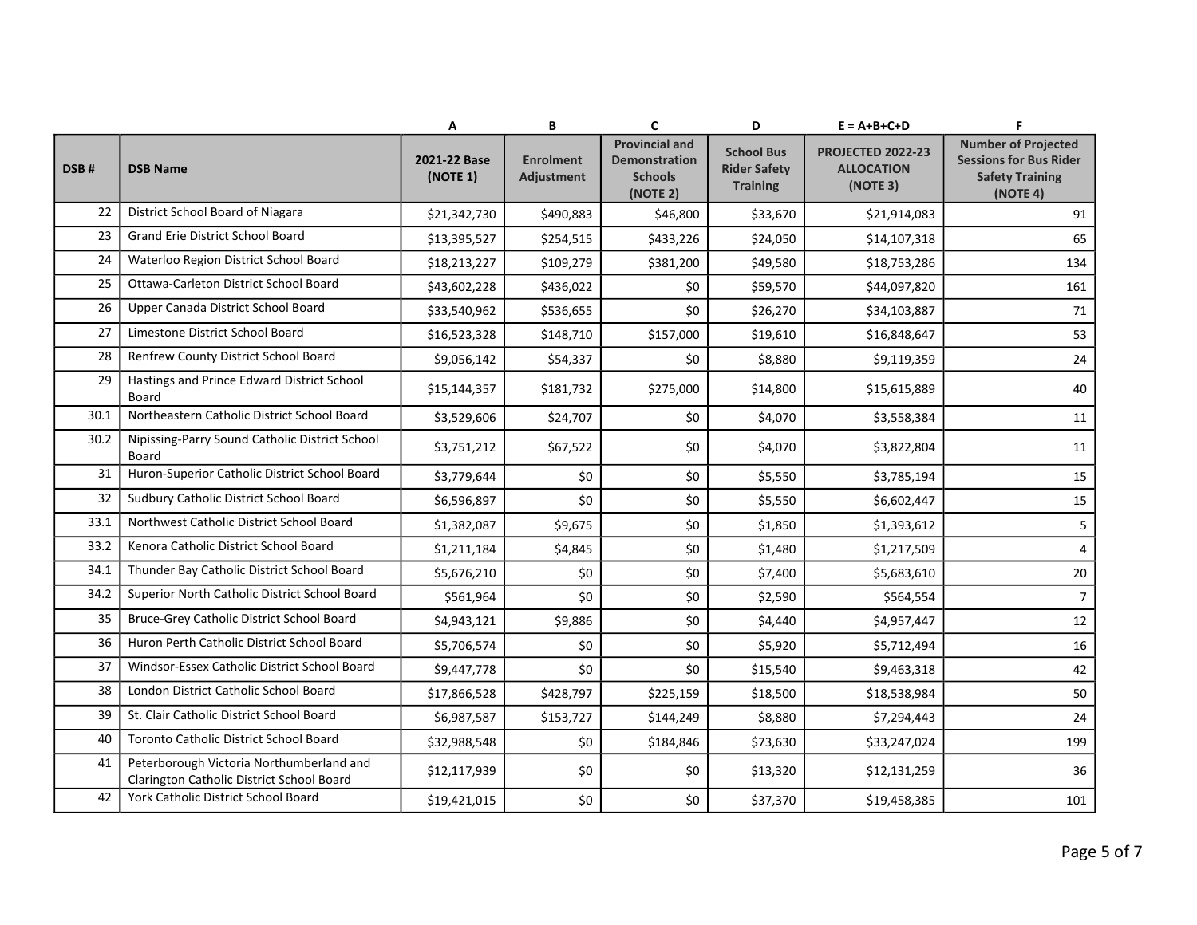| | | A | B | C | D | E = A+B+C+D | F |
|---|---|---|---|---|---|---|---|
| DSB # | DSB Name | 2021-22 Base (NOTE 1) | Enrolment Adjustment | Provincial and Demonstration Schools (NOTE 2) | School Bus Rider Safety Training | PROJECTED 2022-23 ALLOCATION (NOTE 3) | Number of Projected Sessions for Bus Rider Safety Training (NOTE 4) |
| 22 | District School Board of Niagara | $21,342,730 | $490,883 | $46,800 | $33,670 | $21,914,083 | 91 |
| 23 | Grand Erie District School Board | $13,395,527 | $254,515 | $433,226 | $24,050 | $14,107,318 | 65 |
| 24 | Waterloo Region District School Board | $18,213,227 | $109,279 | $381,200 | $49,580 | $18,753,286 | 134 |
| 25 | Ottawa-Carleton District School Board | $43,602,228 | $436,022 | $0 | $59,570 | $44,097,820 | 161 |
| 26 | Upper Canada District School Board | $33,540,962 | $536,655 | $0 | $26,270 | $34,103,887 | 71 |
| 27 | Limestone District School Board | $16,523,328 | $148,710 | $157,000 | $19,610 | $16,848,647 | 53 |
| 28 | Renfrew County District School Board | $9,056,142 | $54,337 | $0 | $8,880 | $9,119,359 | 24 |
| 29 | Hastings and Prince Edward District School Board | $15,144,357 | $181,732 | $275,000 | $14,800 | $15,615,889 | 40 |
| 30.1 | Northeastern Catholic District School Board | $3,529,606 | $24,707 | $0 | $4,070 | $3,558,384 | 11 |
| 30.2 | Nipissing-Parry Sound Catholic District School Board | $3,751,212 | $67,522 | $0 | $4,070 | $3,822,804 | 11 |
| 31 | Huron-Superior Catholic District School Board | $3,779,644 | $0 | $0 | $5,550 | $3,785,194 | 15 |
| 32 | Sudbury Catholic District School Board | $6,596,897 | $0 | $0 | $5,550 | $6,602,447 | 15 |
| 33.1 | Northwest Catholic District School Board | $1,382,087 | $9,675 | $0 | $1,850 | $1,393,612 | 5 |
| 33.2 | Kenora Catholic District School Board | $1,211,184 | $4,845 | $0 | $1,480 | $1,217,509 | 4 |
| 34.1 | Thunder Bay Catholic District School Board | $5,676,210 | $0 | $0 | $7,400 | $5,683,610 | 20 |
| 34.2 | Superior North Catholic District School Board | $561,964 | $0 | $0 | $2,590 | $564,554 | 7 |
| 35 | Bruce-Grey Catholic District School Board | $4,943,121 | $9,886 | $0 | $4,440 | $4,957,447 | 12 |
| 36 | Huron Perth Catholic District School Board | $5,706,574 | $0 | $0 | $5,920 | $5,712,494 | 16 |
| 37 | Windsor-Essex Catholic District School Board | $9,447,778 | $0 | $0 | $15,540 | $9,463,318 | 42 |
| 38 | London District Catholic School Board | $17,866,528 | $428,797 | $225,159 | $18,500 | $18,538,984 | 50 |
| 39 | St. Clair Catholic District School Board | $6,987,587 | $153,727 | $144,249 | $8,880 | $7,294,443 | 24 |
| 40 | Toronto Catholic District School Board | $32,988,548 | $0 | $184,846 | $73,630 | $33,247,024 | 199 |
| 41 | Peterborough Victoria Northumberland and Clarington Catholic District School Board | $12,117,939 | $0 | $0 | $13,320 | $12,131,259 | 36 |
| 42 | York Catholic District School Board | $19,421,015 | $0 | $0 | $37,370 | $19,458,385 | 101 |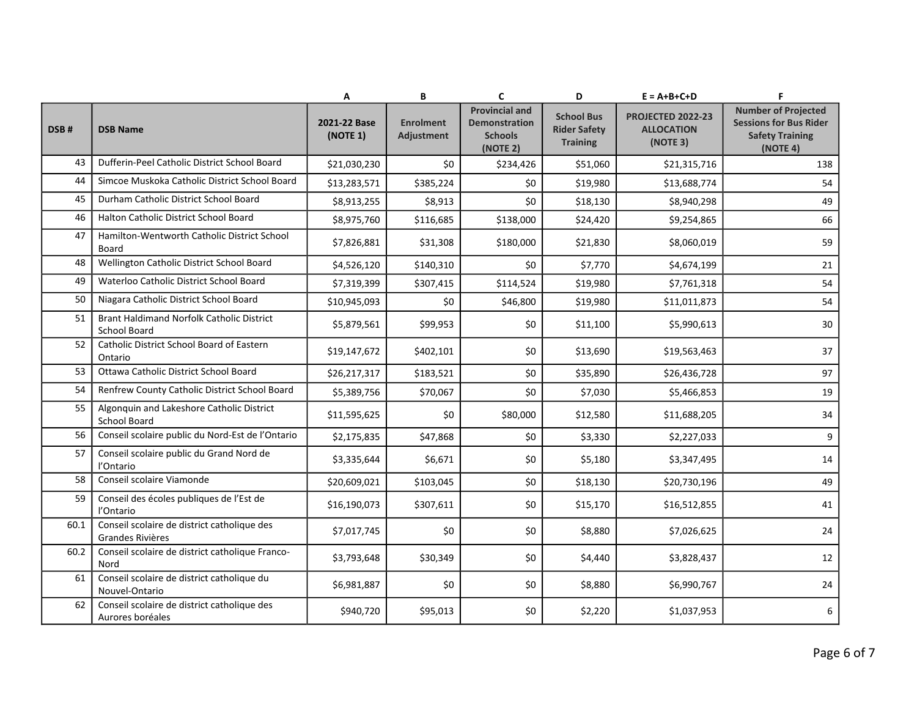| | | A | B | C | D | E = A+B+C+D | F |
|---|---|---|---|---|---|---|---|
| DSB # | DSB Name | 2021-22 Base (NOTE 1) | Enrolment Adjustment | Provincial and Demonstration Schools (NOTE 2) | School Bus Rider Safety Training | PROJECTED 2022-23 ALLOCATION (NOTE 3) | Number of Projected Sessions for Bus Rider Safety Training (NOTE 4) |
| 43 | Dufferin-Peel Catholic District School Board | $21,030,230 | $0 | $234,426 | $51,060 | $21,315,716 | 138 |
| 44 | Simcoe Muskoka Catholic District School Board | $13,283,571 | $385,224 | $0 | $19,980 | $13,688,774 | 54 |
| 45 | Durham Catholic District School Board | $8,913,255 | $8,913 | $0 | $18,130 | $8,940,298 | 49 |
| 46 | Halton Catholic District School Board | $8,975,760 | $116,685 | $138,000 | $24,420 | $9,254,865 | 66 |
| 47 | Hamilton-Wentworth Catholic District School Board | $7,826,881 | $31,308 | $180,000 | $21,830 | $8,060,019 | 59 |
| 48 | Wellington Catholic District School Board | $4,526,120 | $140,310 | $0 | $7,770 | $4,674,199 | 21 |
| 49 | Waterloo Catholic District School Board | $7,319,399 | $307,415 | $114,524 | $19,980 | $7,761,318 | 54 |
| 50 | Niagara Catholic District School Board | $10,945,093 | $0 | $46,800 | $19,980 | $11,011,873 | 54 |
| 51 | Brant Haldimand Norfolk Catholic District School Board | $5,879,561 | $99,953 | $0 | $11,100 | $5,990,613 | 30 |
| 52 | Catholic District School Board of Eastern Ontario | $19,147,672 | $402,101 | $0 | $13,690 | $19,563,463 | 37 |
| 53 | Ottawa Catholic District School Board | $26,217,317 | $183,521 | $0 | $35,890 | $26,436,728 | 97 |
| 54 | Renfrew County Catholic District School Board | $5,389,756 | $70,067 | $0 | $7,030 | $5,466,853 | 19 |
| 55 | Algonquin and Lakeshore Catholic District School Board | $11,595,625 | $0 | $80,000 | $12,580 | $11,688,205 | 34 |
| 56 | Conseil scolaire public du Nord-Est de l'Ontario | $2,175,835 | $47,868 | $0 | $3,330 | $2,227,033 | 9 |
| 57 | Conseil scolaire public du Grand Nord de l'Ontario | $3,335,644 | $6,671 | $0 | $5,180 | $3,347,495 | 14 |
| 58 | Conseil scolaire Viamonde | $20,609,021 | $103,045 | $0 | $18,130 | $20,730,196 | 49 |
| 59 | Conseil des écoles publiques de l'Est de l'Ontario | $16,190,073 | $307,611 | $0 | $15,170 | $16,512,855 | 41 |
| 60.1 | Conseil scolaire de district catholique des Grandes Rivières | $7,017,745 | $0 | $0 | $8,880 | $7,026,625 | 24 |
| 60.2 | Conseil scolaire de district catholique Franco-Nord | $3,793,648 | $30,349 | $0 | $4,440 | $3,828,437 | 12 |
| 61 | Conseil scolaire de district catholique du Nouvel-Ontario | $6,981,887 | $0 | $0 | $8,880 | $6,990,767 | 24 |
| 62 | Conseil scolaire de district catholique des Aurores boréales | $940,720 | $95,013 | $0 | $2,220 | $1,037,953 | 6 |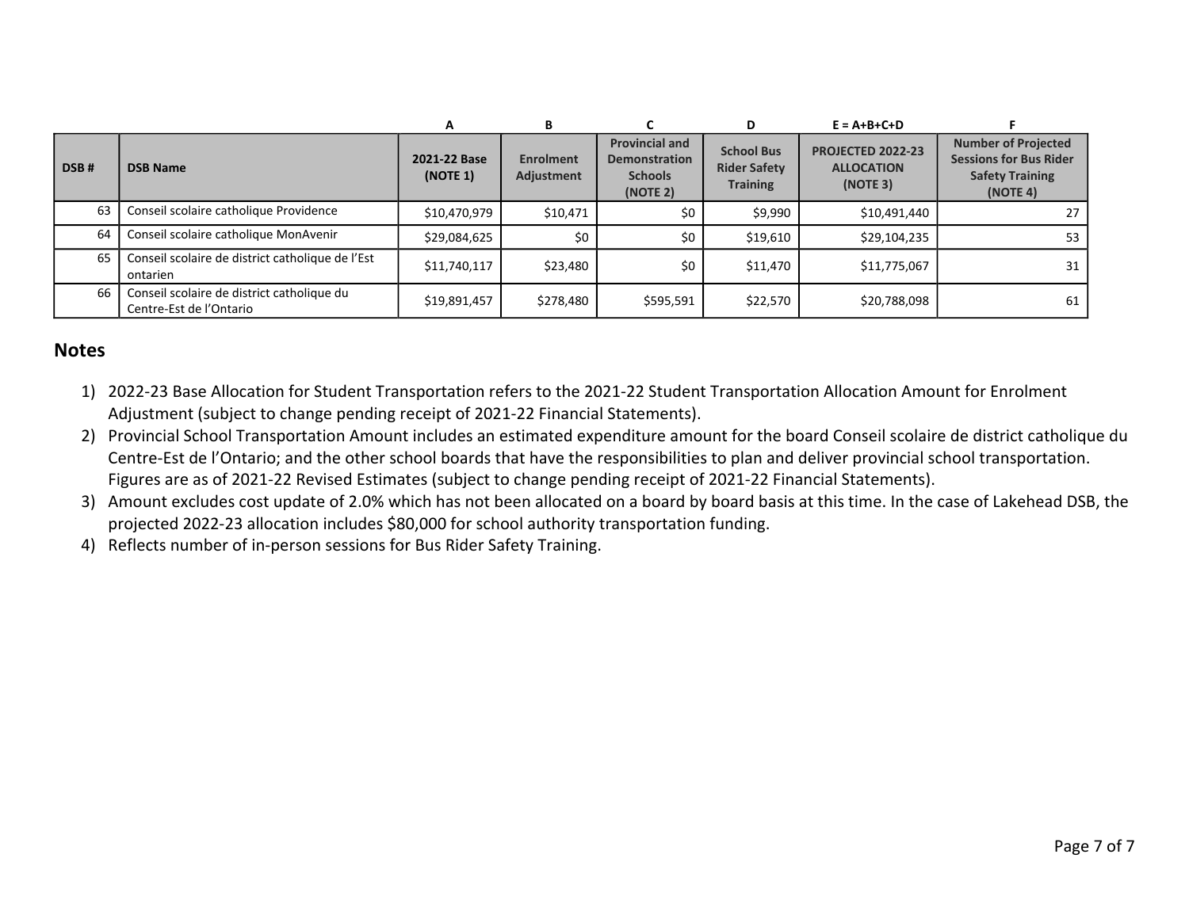| | | A | B | C | D | E = A+B+C+D | F |
|---|---|---|---|---|---|---|---|
| DSB # | DSB Name | 2021-22 Base (NOTE 1) | Enrolment Adjustment | Provincial and Demonstration Schools (NOTE 2) | School Bus Rider Safety Training | PROJECTED 2022-23 ALLOCATION (NOTE 3) | Number of Projected Sessions for Bus Rider Safety Training (NOTE 4) |
| 63 | Conseil scolaire catholique Providence | $10,470,979 | $10,471 | $0 | $9,990 | $10,491,440 | 27 |
| 64 | Conseil scolaire catholique MonAvenir | $29,084,625 | $0 | $0 | $19,610 | $29,104,235 | 53 |
| 65 | Conseil scolaire de district catholique de l'Est ontarien | $11,740,117 | $23,480 | $0 | $11,470 | $11,775,067 | 31 |
| 66 | Conseil scolaire de district catholique du Centre-Est de l'Ontario | $19,891,457 | $278,480 | $595,591 | $22,570 | $20,788,098 | 61 |

## Notes

1) 2022-23 Base Allocation for Student Transportation refers to the 2021-22 Student Transportation Allocation Amount for Enrolment Adjustment (subject to change pending receipt of 2021-22 Financial Statements).
2) Provincial School Transportation Amount includes an estimated expenditure amount for the board Conseil scolaire de district catholique du Centre-Est de l'Ontario; and the other school boards that have the responsibilities to plan and deliver provincial school transportation. Figures are as of 2021-22 Revised Estimates (subject to change pending receipt of 2021-22 Financial Statements).
3) Amount excludes cost update of 2.0% which has not been allocated on a board by board basis at this time. In the case of Lakehead DSB, the projected 2022-23 allocation includes $80,000 for school authority transportation funding.
4) Reflects number of in-person sessions for Bus Rider Safety Training.